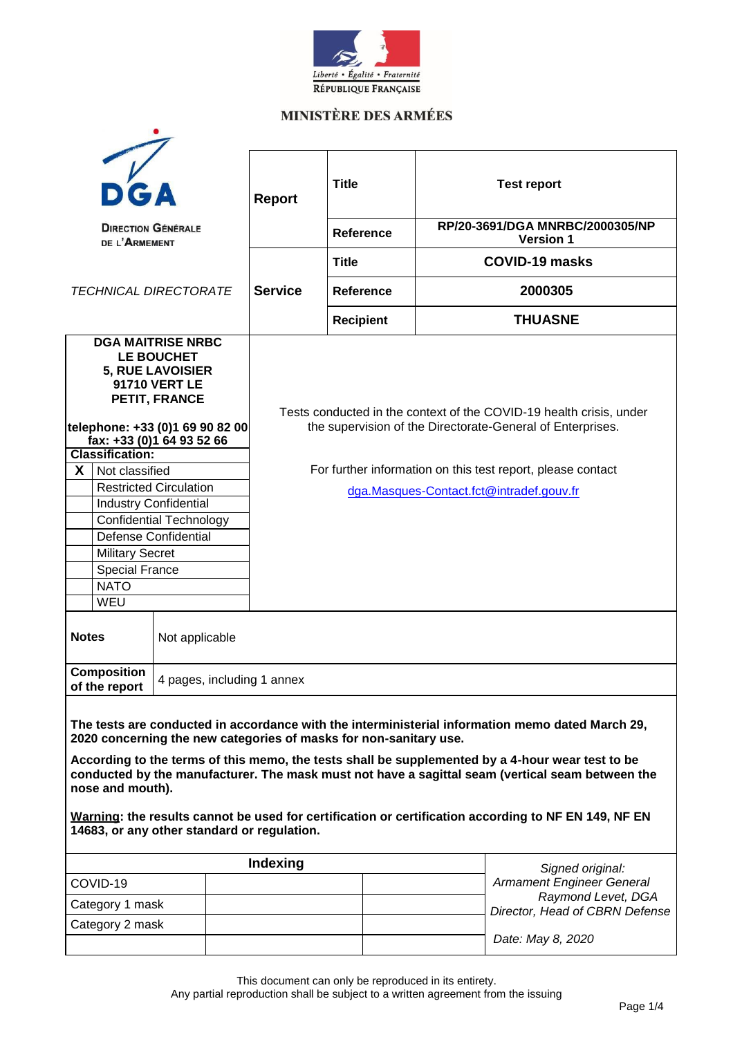Liberté • Égalité • Fraternité
RÉPUBLIQUE FRANÇAISE

**MINISTÈRE DES ARMÉES**

**DGA**

**DIRECTION GÉNÉRALE DE L'ARMEMENT**

*TECHNICAL DIRECTORATE*

| | | |
|---|---|---|
| **Report** | **Title** | **Test report** |
| | **Reference** | **RP/20-3691/DGA MNRBC/2000305/NP Version 1** |
| **Service** | **Title** | **COVID-19 masks** |
| | **Reference** | **2000305** |
| | **Recipient** | **THUASNE** |

**DGA MAITRISE NRBC**
**LE BOUCHET**
**5, RUE LAVOISIER**
**91710 VERT LE PETIT, FRANCE**

**telephone: +33 (0)1 69 90 82 00**
**fax: +33 (0)1 64 93 52 66**

**Classification:**

| | |
|---|---|
| X | Not classified |
| | Restricted Circulation |
| | Industry Confidential |
| | Confidential Technology |
| | Defense Confidential |
| | Military Secret |
| | Special France |
| | NATO |
| | WEU |

Tests conducted in the context of the COVID-19 health crisis, under the supervision of the Directorate-General of Enterprises.

For further information on this test report, please contact
dga.Masques-Contact.fct@intradef.gouv.fr

| | |
|---|---|
| **Notes** | Not applicable |
| **Composition of the report** | 4 pages, including 1 annex |

**The tests are conducted in accordance with the interministerial information memo dated March 29, 2020 concerning the new categories of masks for non-sanitary use.**

**According to the terms of this memo, the tests shall be supplemented by a 4-hour wear test to be conducted by the manufacturer. The mask must not have a sagittal seam (vertical seam between the nose and mouth).**

**Warning: the results cannot be used for certification or certification according to NF EN 149, NF EN 14683, or any other standard or regulation.**

| **Indexing** | | | |
|---|---|---|---|
| COVID-19 | | | |
| Category 1 mask | | | |
| Category 2 mask | | | |
| | | | |

*Signed original:*
*Armament Engineer General Raymond Levet, DGA Director, Head of CBRN Defense*

*Date: May 8, 2020*

This document can only be reproduced in its entirety.
Any partial reproduction shall be subject to a written agreement from the issuing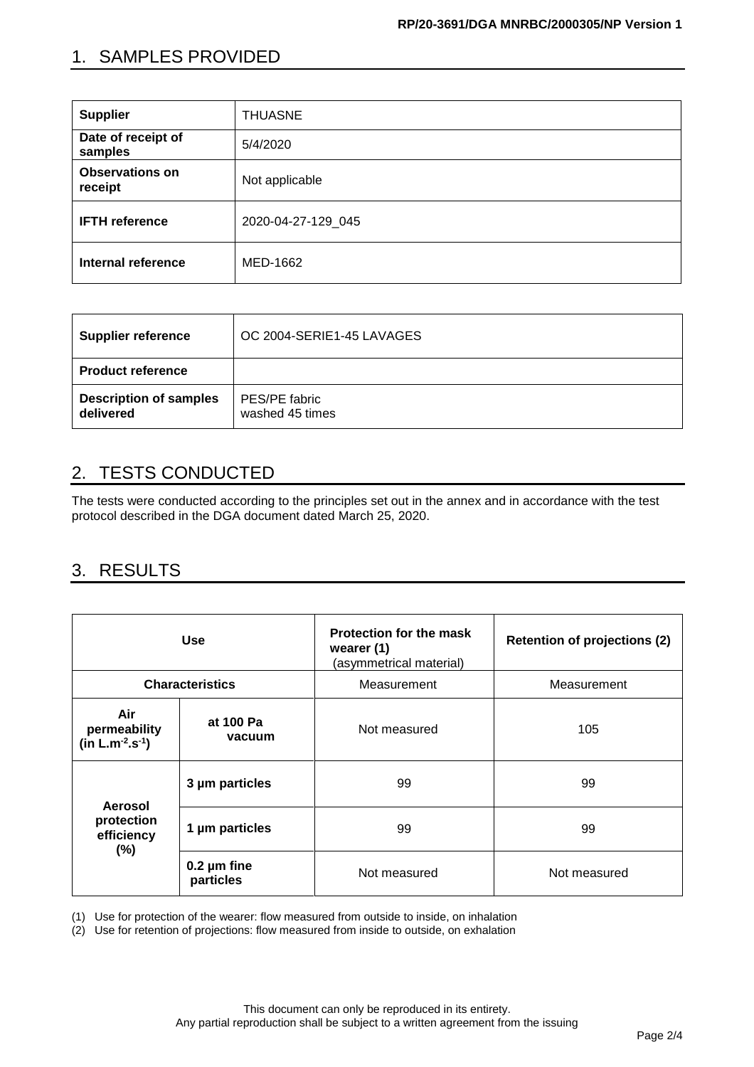## 1. SAMPLES PROVIDED

| **Supplier** | THUASNE |
|---|---|
| **Date of receipt of samples** | 5/4/2020 |
| **Observations on receipt** | Not applicable |
| **IFTH reference** | 2020-04-27-129_045 |
| **Internal reference** | MED-1662 |

| **Supplier reference** | OC 2004-SERIE1-45 LAVAGES |
|---|---|
| **Product reference** | |
| **Description of samples delivered** | PES/PE fabric<br>washed 45 times |

## 2. TESTS CONDUCTED

The tests were conducted according to the principles set out in the annex and in accordance with the test protocol described in the DGA document dated March 25, 2020.

## 3. RESULTS

| **Use** | | **Protection for the mask wearer (1)** (asymmetrical material) | **Retention of projections (2)** |
|---|---|---|---|
| **Characteristics** | | Measurement | Measurement |
| **Air permeability (in $L.m^{-2}.s^{-1}$)** | **at 100 Pa vacuum** | Not measured | 105 |
| **Aerosol protection efficiency (%)** | **3 µm particles** | 99 | 99 |
| | **1 µm particles** | 99 | 99 |
| | **0.2 µm fine particles** | Not measured | Not measured |

(1) Use for protection of the wearer: flow measured from outside to inside, on inhalation

(2) Use for retention of projections: flow measured from inside to outside, on exhalation

This document can only be reproduced in its entirety.
Any partial reproduction shall be subject to a written agreement from the issuing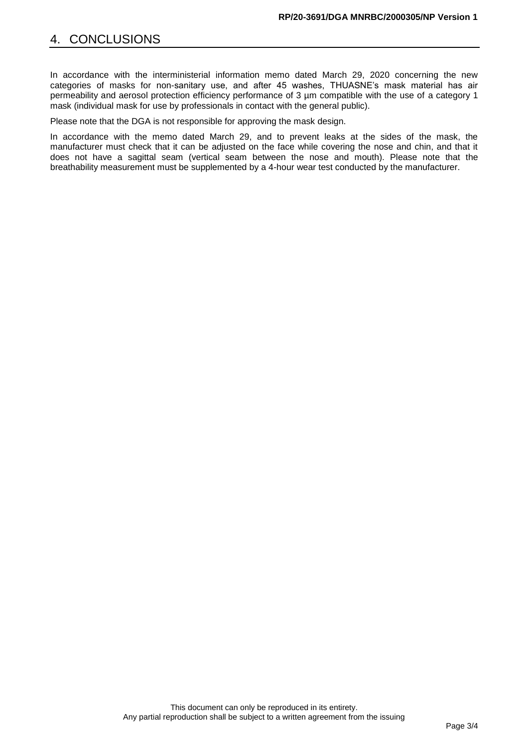# 4. CONCLUSIONS

In accordance with the interministerial information memo dated March 29, 2020 concerning the new categories of masks for non-sanitary use, and after 45 washes, THUASNE's mask material has air permeability and aerosol protection efficiency performance of 3 µm compatible with the use of a category 1 mask (individual mask for use by professionals in contact with the general public).

Please note that the DGA is not responsible for approving the mask design.

In accordance with the memo dated March 29, and to prevent leaks at the sides of the mask, the manufacturer must check that it can be adjusted on the face while covering the nose and chin, and that it does not have a sagittal seam (vertical seam between the nose and mouth). Please note that the breathability measurement must be supplemented by a 4-hour wear test conducted by the manufacturer.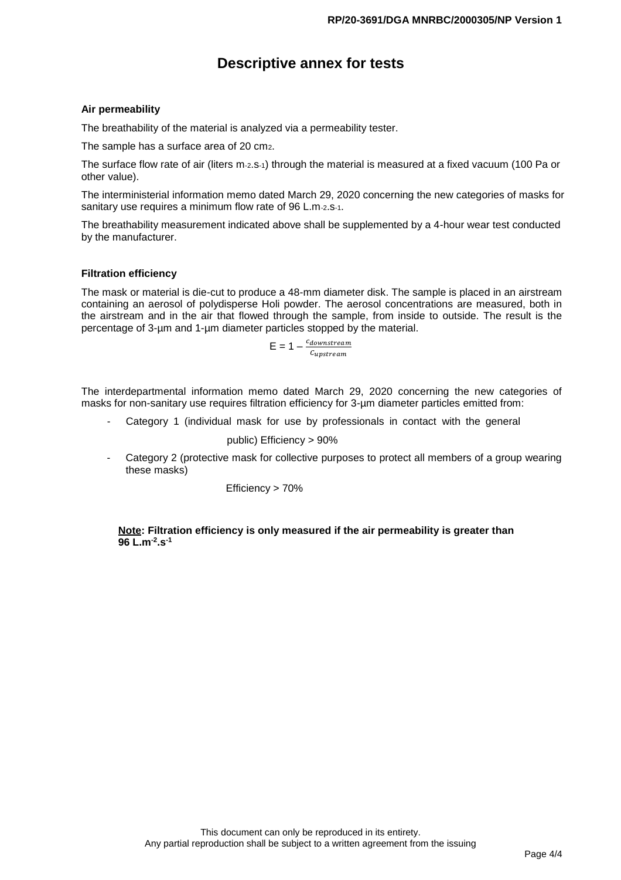# Descriptive annex for tests

### Air permeability

The breathability of the material is analyzed via a permeability tester.

The sample has a surface area of 20 $cm^2$.

The surface flow rate of air (liters $m^{-2}.s^{-1}$) through the material is measured at a fixed vacuum (100 Pa or other value).

The interministerial information memo dated March 29, 2020 concerning the new categories of masks for sanitary use requires a minimum flow rate of 96 $L.m^{-2}.s^{-1}$.

The breathability measurement indicated above shall be supplemented by a 4-hour wear test conducted by the manufacturer.

### Filtration efficiency

The mask or material is die-cut to produce a 48-mm diameter disk. The sample is placed in an airstream containing an aerosol of polydisperse Holi powder. The aerosol concentrations are measured, both in the airstream and in the air that flowed through the sample, from inside to outside. The result is the percentage of 3-µm and 1-µm diameter particles stopped by the material.

$$E = 1 - \frac{c_{downstream}}{c_{upstream}}$$

The interdepartmental information memo dated March 29, 2020 concerning the new categories of masks for non-sanitary use requires filtration efficiency for 3-µm diameter particles emitted from:

- Category 1 (individual mask for use by professionals in contact with the general public) Efficiency > 90%
- Category 2 (protective mask for collective purposes to protect all members of a group wearing these masks)

  Efficiency > 70%

**__Note__: Filtration efficiency is only measured if the air permeability is greater than 96 $L.m^{-2}.s^{-1}$**

This document can only be reproduced in its entirety.
Any partial reproduction shall be subject to a written agreement from the issuing